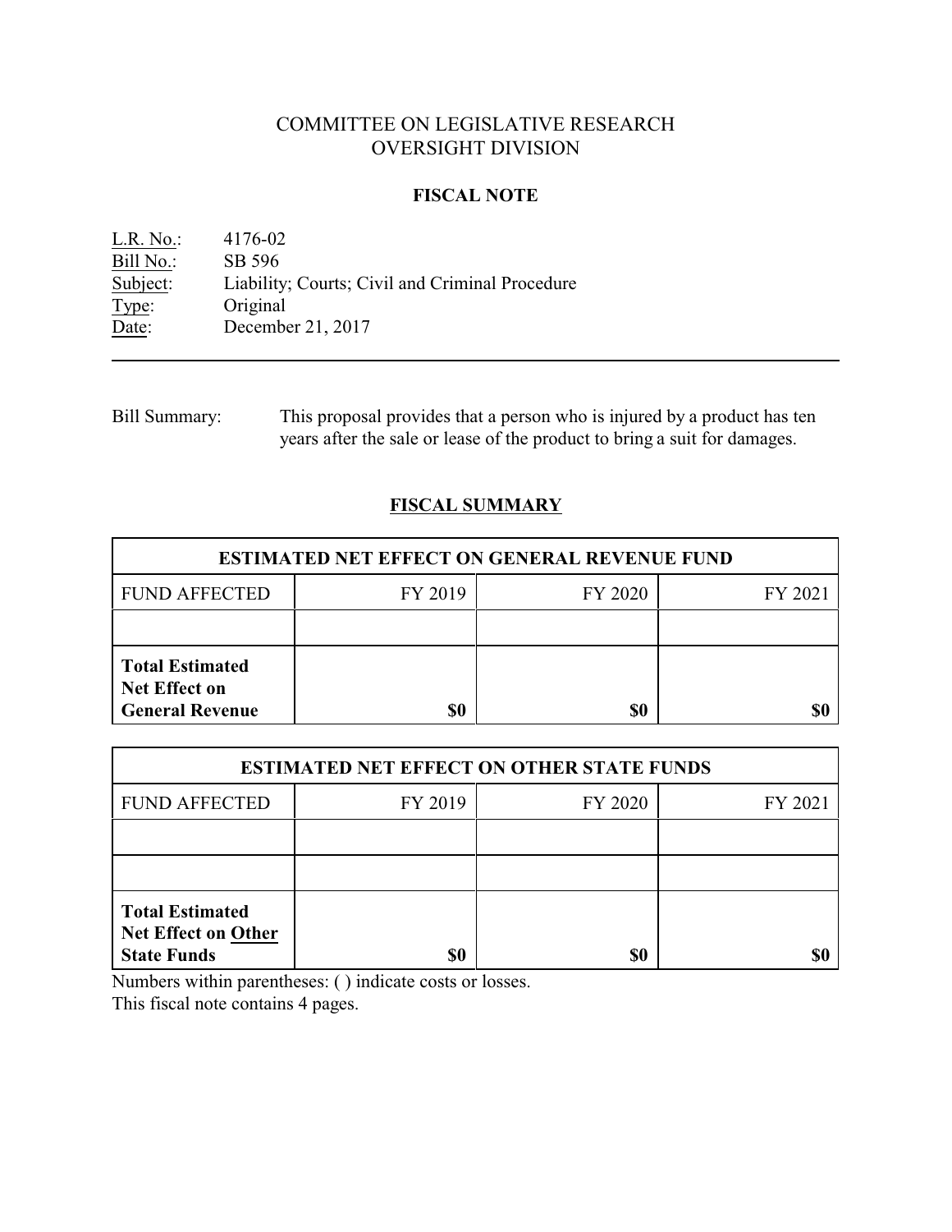# COMMITTEE ON LEGISLATIVE RESEARCH
# OVERSIGHT DIVISION

## FISCAL NOTE

L.R. No.: 4176-02
Bill No.: SB 596
Subject: Liability; Courts; Civil and Criminal Procedure
Type: Original
Date: December 21, 2017

---

Bill Summary: This proposal provides that a person who is injured by a product has ten years after the sale or lease of the product to bring a suit for damages.

## FISCAL SUMMARY

| ESTIMATED NET EFFECT ON GENERAL REVENUE FUND | | | |
|---|---|---|---|
| FUND AFFECTED | FY 2019 | FY 2020 | FY 2021 |
| | | | |
| **Total Estimated Net Effect on General Revenue** | **$0** | **$0** | **$0** |

| ESTIMATED NET EFFECT ON OTHER STATE FUNDS | | | |
|---|---|---|---|
| FUND AFFECTED | FY 2019 | FY 2020 | FY 2021 |
| | | | |
| | | | |
| **Total Estimated Net Effect on Other State Funds** | **$0** | **$0** | **$0** |

Numbers within parentheses: ( ) indicate costs or losses.
This fiscal note contains 4 pages.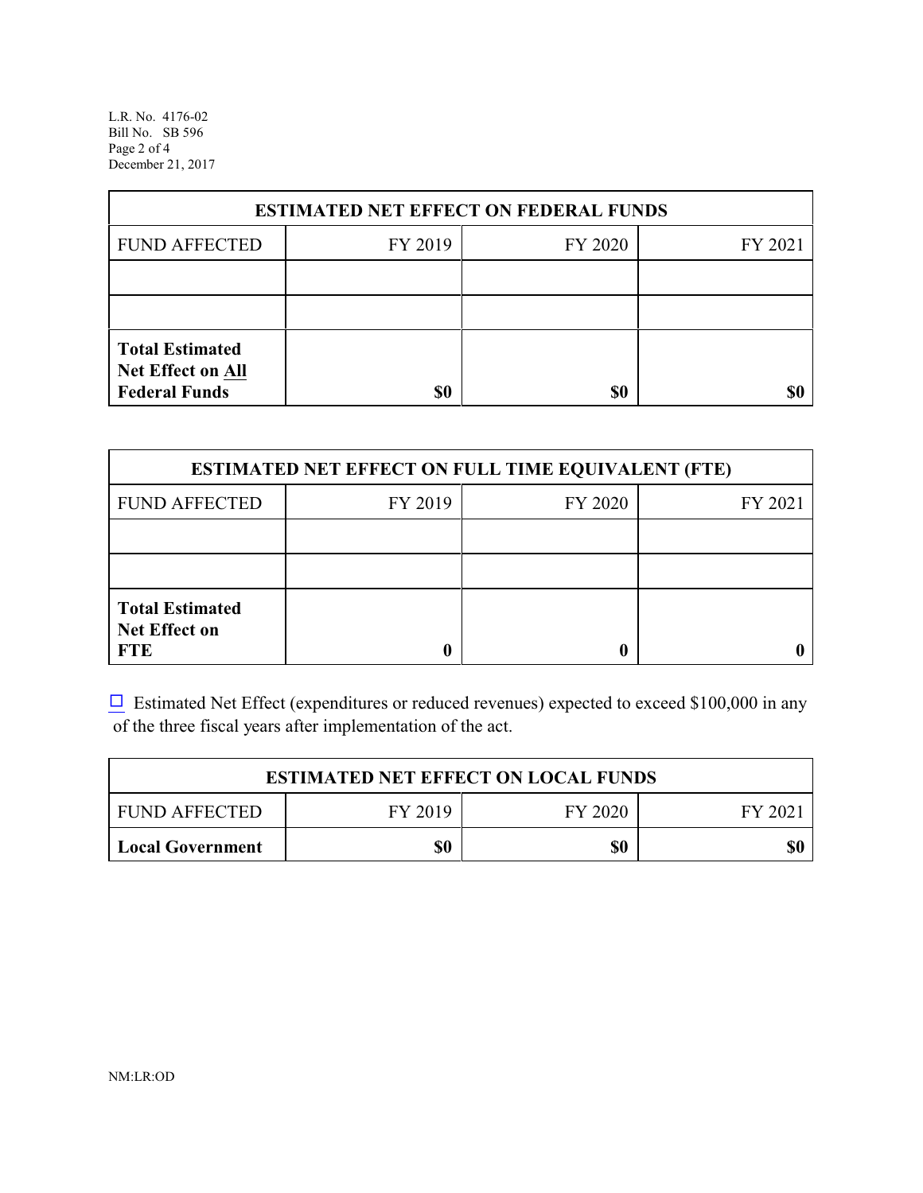| ESTIMATED NET EFFECT ON FEDERAL FUNDS | | | |
|---|---|---|---|
| FUND AFFECTED | FY 2019 | FY 2020 | FY 2021 |
| | | | |
| | | | |
| **Total Estimated Net Effect on All Federal Funds** | **$0** | **$0** | **$0** |

| ESTIMATED NET EFFECT ON FULL TIME EQUIVALENT (FTE) | | | |
|---|---|---|---|
| FUND AFFECTED | FY 2019 | FY 2020 | FY 2021 |
| | | | |
| | | | |
| **Total Estimated Net Effect on FTE** | **0** | **0** | **0** |

☐ Estimated Net Effect (expenditures or reduced revenues) expected to exceed $100,000 in any of the three fiscal years after implementation of the act.

| ESTIMATED NET EFFECT ON LOCAL FUNDS | | | |
|---|---|---|---|
| FUND AFFECTED | FY 2019 | FY 2020 | FY 2021 |
| **Local Government** | **$0** | **$0** | **$0** |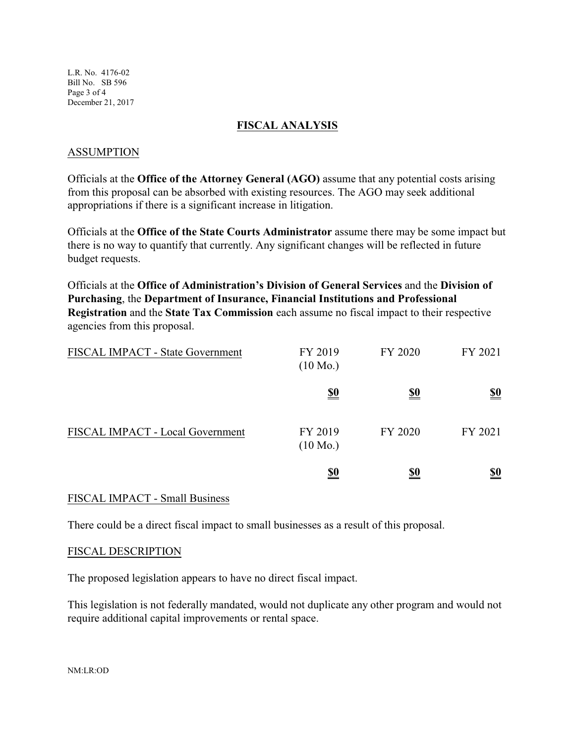## FISCAL ANALYSIS

### ASSUMPTION

Officials at the **Office of the Attorney General (AGO)** assume that any potential costs arising from this proposal can be absorbed with existing resources. The AGO may seek additional appropriations if there is a significant increase in litigation.

Officials at the **Office of the State Courts Administrator** assume there may be some impact but there is no way to quantify that currently. Any significant changes will be reflected in future budget requests.

Officials at the **Office of Administration's Division of General Services** and the **Division of Purchasing**, the **Department of Insurance, Financial Institutions and Professional Registration** and the **State Tax Commission** each assume no fiscal impact to their respective agencies from this proposal.

| FISCAL IMPACT - State Government | FY 2019 (10 Mo.) | FY 2020 | FY 2021 |
|---|---|---|---|
| | **$0** | **$0** | **$0** |

| FISCAL IMPACT - Local Government | FY 2019 (10 Mo.) | FY 2020 | FY 2021 |
|---|---|---|---|
| | **$0** | **$0** | **$0** |

### FISCAL IMPACT - Small Business

There could be a direct fiscal impact to small businesses as a result of this proposal.

### FISCAL DESCRIPTION

The proposed legislation appears to have no direct fiscal impact.

This legislation is not federally mandated, would not duplicate any other program and would not require additional capital improvements or rental space.

NM:LR:OD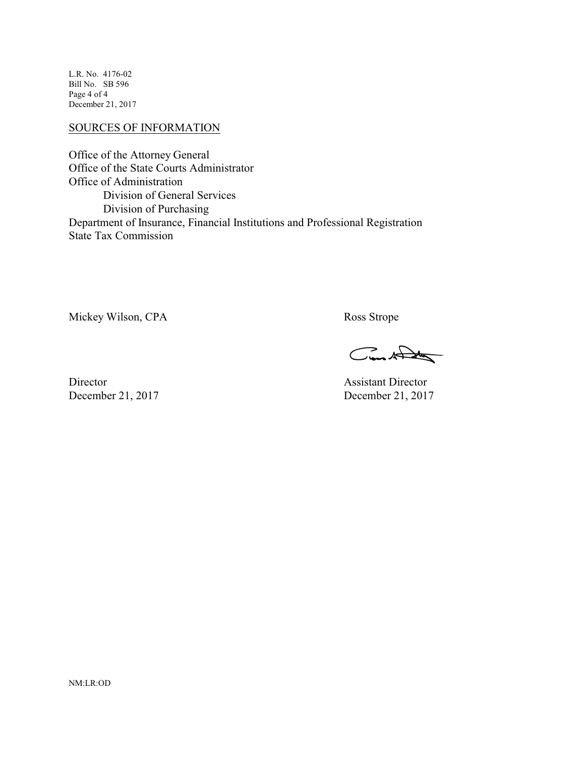## SOURCES OF INFORMATION

Office of the Attorney General
Office of the State Courts Administrator
Office of Administration
    Division of General Services
    Division of Purchasing
Department of Insurance, Financial Institutions and Professional Registration
State Tax Commission

| | |
|---|---|
| Mickey Wilson, CPA | Ross Strope |
| Director | Assistant Director |
| December 21, 2017 | December 21, 2017 |

NM:LR:OD